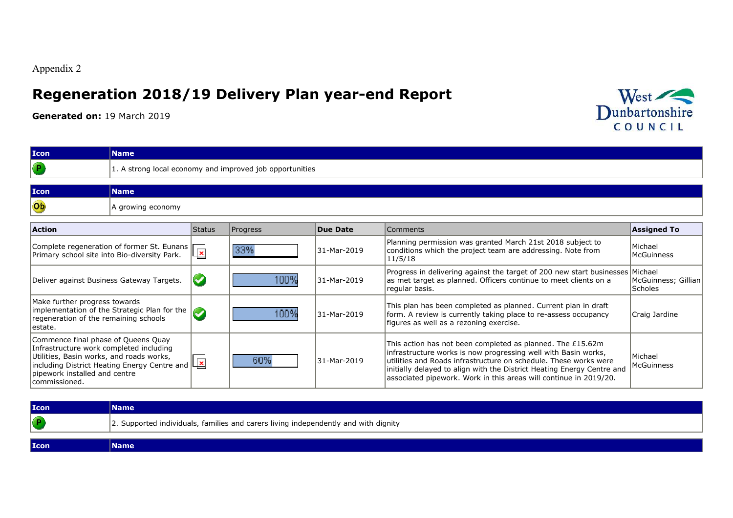Appendix 2

# Regeneration 2018/19 Delivery Plan year-end Report

**Generated on:** 19 March 2019

West Dunbartonshire COUNCIL

| Icon | Name |
|---|---|
| P | 1. A strong local economy and improved job opportunities |

| Icon | Name |
|---|---|
| Ob | A growing economy |

| Action | Status | Progress | Due Date | Comments | Assigned To |
|---|---|---|---|---|---|
| Complete regeneration of former St. Eunans Primary school site into Bio-diversity Park. | ✗ | 33% | 31-Mar-2019 | Planning permission was granted March 21st 2018 subject to conditions which the project team are addressing. Note from 11/5/18 | Michael McGuinness |
| Deliver against Business Gateway Targets. | ✓ | 100% | 31-Mar-2019 | Progress in delivering against the target of 200 new start businesses as met target as planned. Officers continue to meet clients on a regular basis. | Michael McGuinness; Gillian Scholes |
| Make further progress towards implementation of the Strategic Plan for the regeneration of the remaining schools estate. | ✓ | 100% | 31-Mar-2019 | This plan has been completed as planned. Current plan in draft form. A review is currently taking place to re-assess occupancy figures as well as a rezoning exercise. | Craig Jardine |
| Commence final phase of Queens Quay Infrastructure work completed including Utilities, Basin works, and roads works, including District Heating Energy Centre and pipework installed and centre commissioned. | ✗ | 60% | 31-Mar-2019 | This action has not been completed as planned. The £15.62m infrastructure works is now progressing well with Basin works, utilities and Roads infrastructure on schedule. These works were initially delayed to align with the District Heating Energy Centre and associated pipework. Work in this areas will continue in 2019/20. | Michael McGuinness |

| Icon | Name |
|---|---|
| P | 2. Supported individuals, families and carers living independently and with dignity |

| Icon | Name |
|---|---|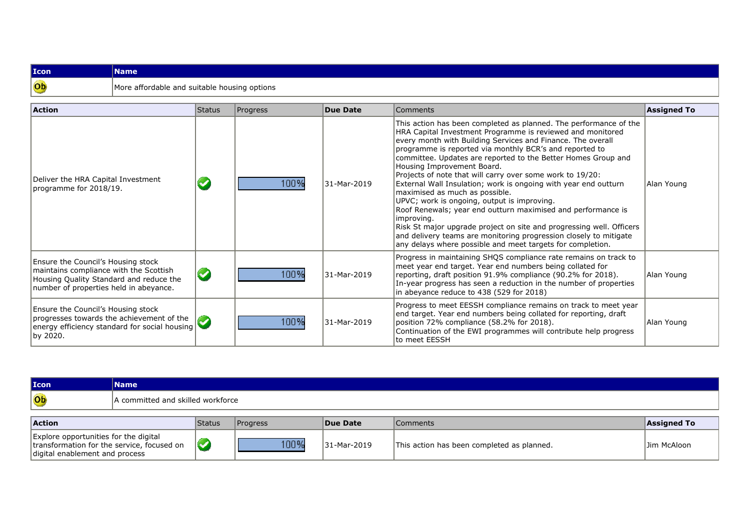| Icon | Name |
| --- | --- |
| Ob | More affordable and suitable housing options |

| Action | Status | Progress | Due Date | Comments | Assigned To |
| --- | --- | --- | --- | --- | --- |
| Deliver the HRA Capital Investment programme for 2018/19. | ✔ | 100% | 31-Mar-2019 | This action has been completed as planned. The performance of the HRA Capital Investment Programme is reviewed and monitored every month with Building Services and Finance. The overall programme is reported via monthly BCR's and reported to committee. Updates are reported to the Better Homes Group and Housing Improvement Board.<br>Projects of note that will carry over some work to 19/20:<br>External Wall Insulation; work is ongoing with year end outturn maximised as much as possible.<br>UPVC; work is ongoing, output is improving.<br>Roof Renewals; year end outturn maximised and performance is improving.<br>Risk St major upgrade project on site and progressing well. Officers and delivery teams are monitoring progression closely to mitigate any delays where possible and meet targets for completion. | Alan Young |
| Ensure the Council's Housing stock maintains compliance with the Scottish Housing Quality Standard and reduce the number of properties held in abeyance. | ✔ | 100% | 31-Mar-2019 | Progress in maintaining SHQS compliance rate remains on track to meet year end target. Year end numbers being collated for reporting, draft position 91.9% compliance (90.2% for 2018).<br>In-year progress has seen a reduction in the number of properties in abeyance reduce to 438 (529 for 2018) | Alan Young |
| Ensure the Council's Housing stock progresses towards the achievement of the energy efficiency standard for social housing by 2020. | ✔ | 100% | 31-Mar-2019 | Progress to meet EESSH compliance remains on track to meet year end target. Year end numbers being collated for reporting, draft position 72% compliance (58.2% for 2018).<br>Continuation of the EWI programmes will contribute help progress to meet EESSH | Alan Young |

| Icon | Name |
| --- | --- |
| Ob | A committed and skilled workforce |

| Action | Status | Progress | Due Date | Comments | Assigned To |
| --- | --- | --- | --- | --- | --- |
| Explore opportunities for the digital transformation for the service, focused on digital enablement and process | ✔ | 100% | 31-Mar-2019 | This action has been completed as planned. | Jim McAloon |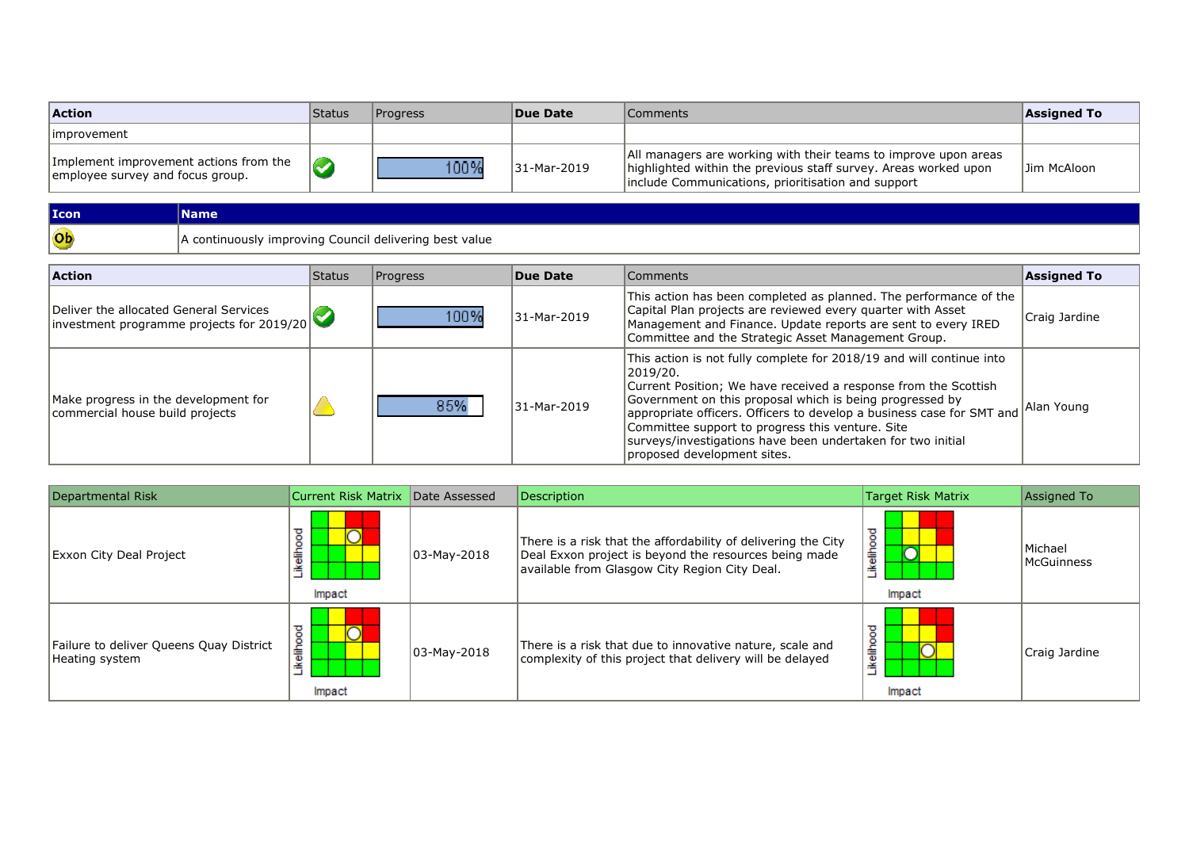| Action | Status | Progress | Due Date | Comments | Assigned To |
|---|---|---|---|---|---|
| improvement | | | | | |
| Implement improvement actions from the employee survey and focus group. | | 100% | 31-Mar-2019 | All managers are working with their teams to improve upon areas highlighted within the previous staff survey. Areas worked upon include Communications, prioritisation and support | Jim McAloon |

| Icon | Name |
|---|---|
| Ob | A continuously improving Council delivering best value |

| Action | Status | Progress | Due Date | Comments | Assigned To |
|---|---|---|---|---|---|
| Deliver the allocated General Services investment programme projects for 2019/20 | | 100% | 31-Mar-2019 | This action has been completed as planned. The performance of the Capital Plan projects are reviewed every quarter with Asset Management and Finance. Update reports are sent to every IRED Committee and the Strategic Asset Management Group. | Craig Jardine |
| Make progress in the development for commercial house build projects | | 85% | 31-Mar-2019 | This action is not fully complete for 2018/19 and will continue into 2019/20.<br>Current Position; We have received a response from the Scottish Government on this proposal which is being progressed by appropriate officers. Officers to develop a business case for SMT and Committee support to progress this venture. Site surveys/investigations have been undertaken for two initial proposed development sites. | Alan Young |

| Departmental Risk | Current Risk Matrix | Date Assessed | Description | Target Risk Matrix | Assigned To |
|---|---|---|---|---|---|
| Exxon City Deal Project | Likelihood / Impact | 03-May-2018 | There is a risk that the affordability of delivering the City Deal Exxon project is beyond the resources being made available from Glasgow City Region City Deal. | Likelihood / Impact | Michael McGuinness |
| Failure to deliver Queens Quay District Heating system | Likelihood / Impact | 03-May-2018 | There is a risk that due to innovative nature, scale and complexity of this project that delivery will be delayed | Likelihood / Impact | Craig Jardine |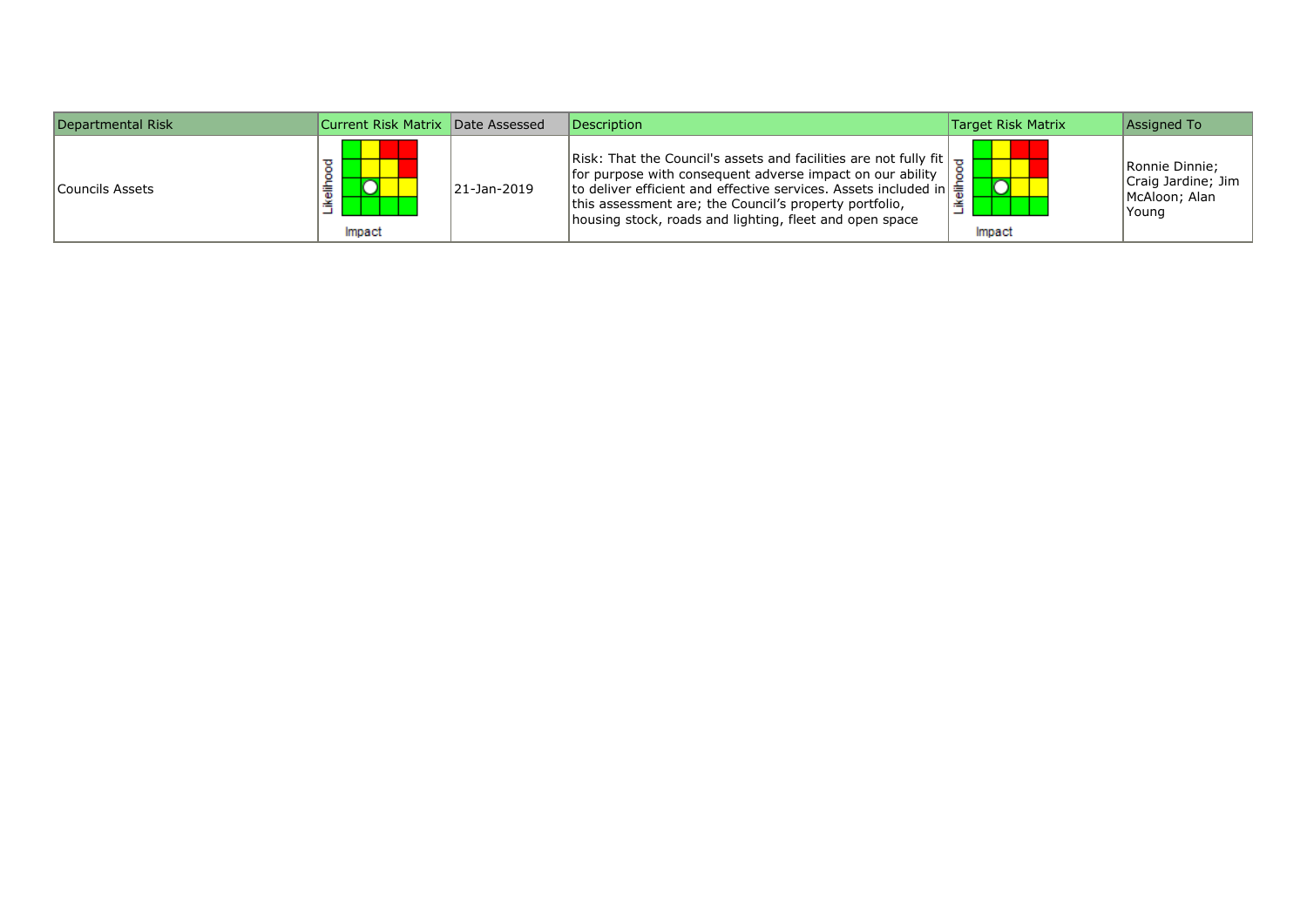| Departmental Risk | Current Risk Matrix | Date Assessed | Description | Target Risk Matrix | Assigned To |
|---|---|---|---|---|---|
| Councils Assets | Likelihood<br>Impact | 21-Jan-2019 | Risk: That the Council's assets and facilities are not fully fit for purpose with consequent adverse impact on our ability to deliver efficient and effective services. Assets included in this assessment are; the Council's property portfolio, housing stock, roads and lighting, fleet and open space | Likelihood<br>Impact | Ronnie Dinnie; Craig Jardine; Jim McAloon; Alan Young |